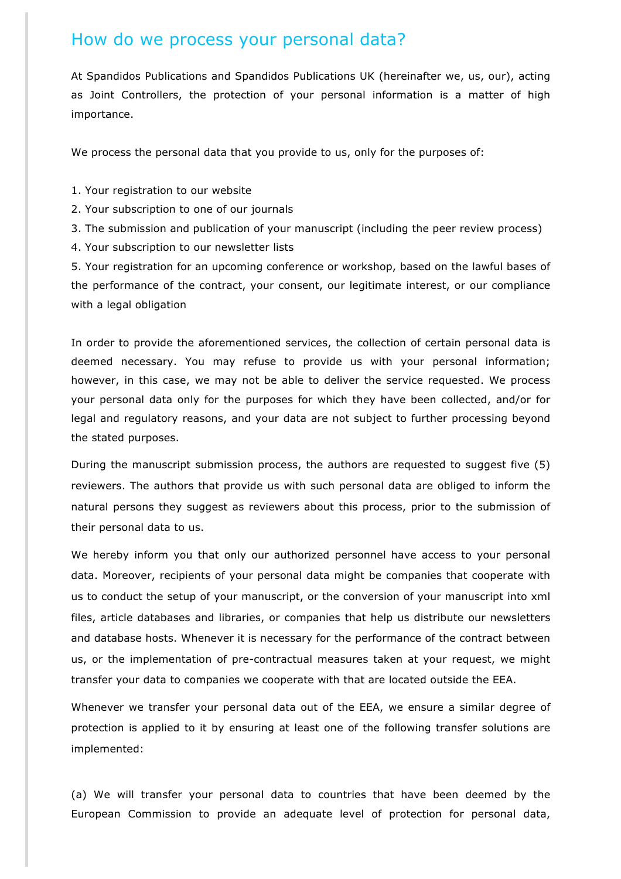## How do we process your personal data?

At Spandidos Publications and Spandidos Publications UK (hereinafter we, us, our), acting as Joint Controllers, the protection of your personal information is a matter of high importance.

We process the personal data that you provide to us, only for the purposes of:

1. Your registration to our website
2. Your subscription to one of our journals
3. The submission and publication of your manuscript (including the peer review process)
4. Your subscription to our newsletter lists
5. Your registration for an upcoming conference or workshop, based on the lawful bases of the performance of the contract, your consent, our legitimate interest, or our compliance with a legal obligation

In order to provide the aforementioned services, the collection of certain personal data is deemed necessary. You may refuse to provide us with your personal information; however, in this case, we may not be able to deliver the service requested. We process your personal data only for the purposes for which they have been collected, and/or for legal and regulatory reasons, and your data are not subject to further processing beyond the stated purposes.

During the manuscript submission process, the authors are requested to suggest five (5) reviewers. The authors that provide us with such personal data are obliged to inform the natural persons they suggest as reviewers about this process, prior to the submission of their personal data to us.

We hereby inform you that only our authorized personnel have access to your personal data. Moreover, recipients of your personal data might be companies that cooperate with us to conduct the setup of your manuscript, or the conversion of your manuscript into xml files, article databases and libraries, or companies that help us distribute our newsletters and database hosts. Whenever it is necessary for the performance of the contract between us, or the implementation of pre-contractual measures taken at your request, we might transfer your data to companies we cooperate with that are located outside the EEA.

Whenever we transfer your personal data out of the EEA, we ensure a similar degree of protection is applied to it by ensuring at least one of the following transfer solutions are implemented:

(a) We will transfer your personal data to countries that have been deemed by the European Commission to provide an adequate level of protection for personal data,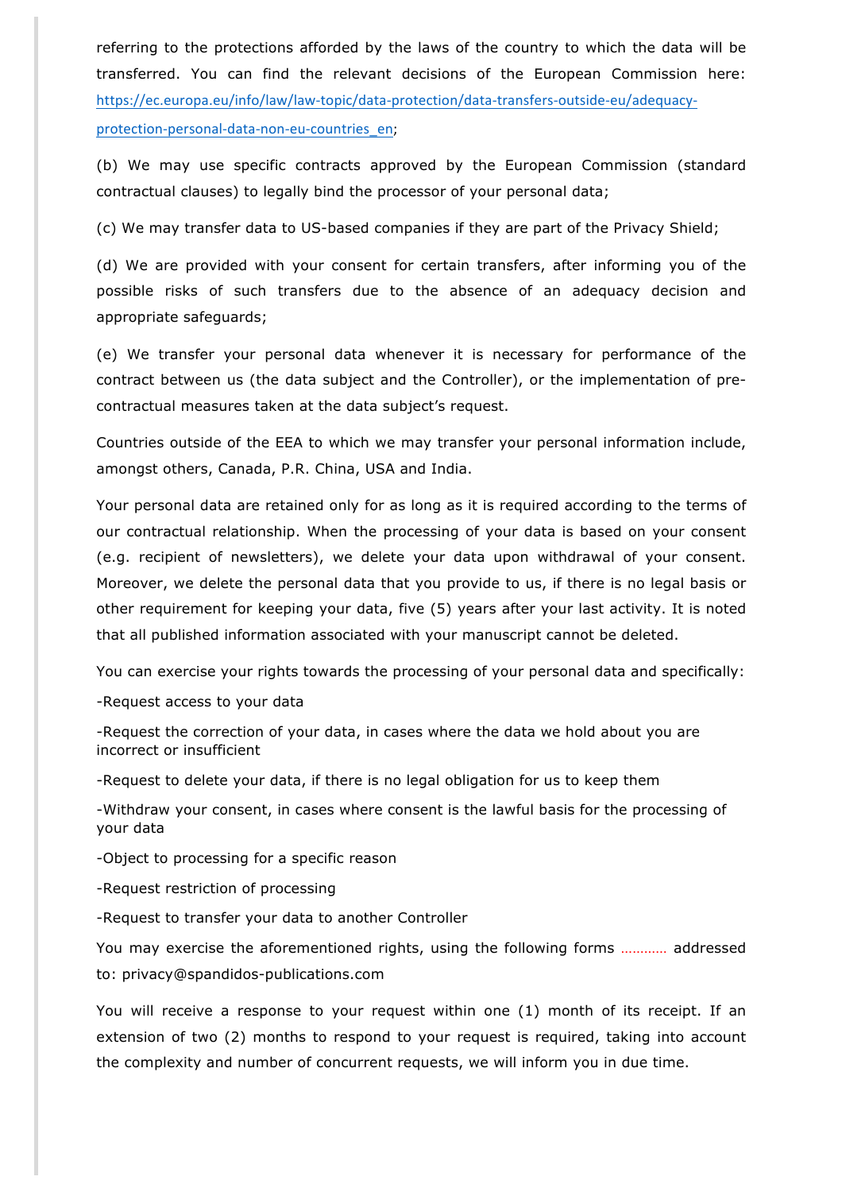referring to the protections afforded by the laws of the country to which the data will be transferred. You can find the relevant decisions of the European Commission here: https://ec.europa.eu/info/law/law-topic/data-protection/data-transfers-outside-eu/adequacy-protection-personal-data-non-eu-countries_en;

(b) We may use specific contracts approved by the European Commission (standard contractual clauses) to legally bind the processor of your personal data;

(c) We may transfer data to US-based companies if they are part of the Privacy Shield;

(d) We are provided with your consent for certain transfers, after informing you of the possible risks of such transfers due to the absence of an adequacy decision and appropriate safeguards;

(e) We transfer your personal data whenever it is necessary for performance of the contract between us (the data subject and the Controller), or the implementation of pre-contractual measures taken at the data subject's request.

Countries outside of the EEA to which we may transfer your personal information include, amongst others, Canada, P.R. China, USA and India.

Your personal data are retained only for as long as it is required according to the terms of our contractual relationship. When the processing of your data is based on your consent (e.g. recipient of newsletters), we delete your data upon withdrawal of your consent. Moreover, we delete the personal data that you provide to us, if there is no legal basis or other requirement for keeping your data, five (5) years after your last activity. It is noted that all published information associated with your manuscript cannot be deleted.

You can exercise your rights towards the processing of your personal data and specifically:

-Request access to your data

-Request the correction of your data, in cases where the data we hold about you are incorrect or insufficient

-Request to delete your data, if there is no legal obligation for us to keep them

-Withdraw your consent, in cases where consent is the lawful basis for the processing of your data

-Object to processing for a specific reason

-Request restriction of processing

-Request to transfer your data to another Controller

You may exercise the aforementioned rights, using the following forms ………… addressed to: privacy@spandidos-publications.com

You will receive a response to your request within one (1) month of its receipt. If an extension of two (2) months to respond to your request is required, taking into account the complexity and number of concurrent requests, we will inform you in due time.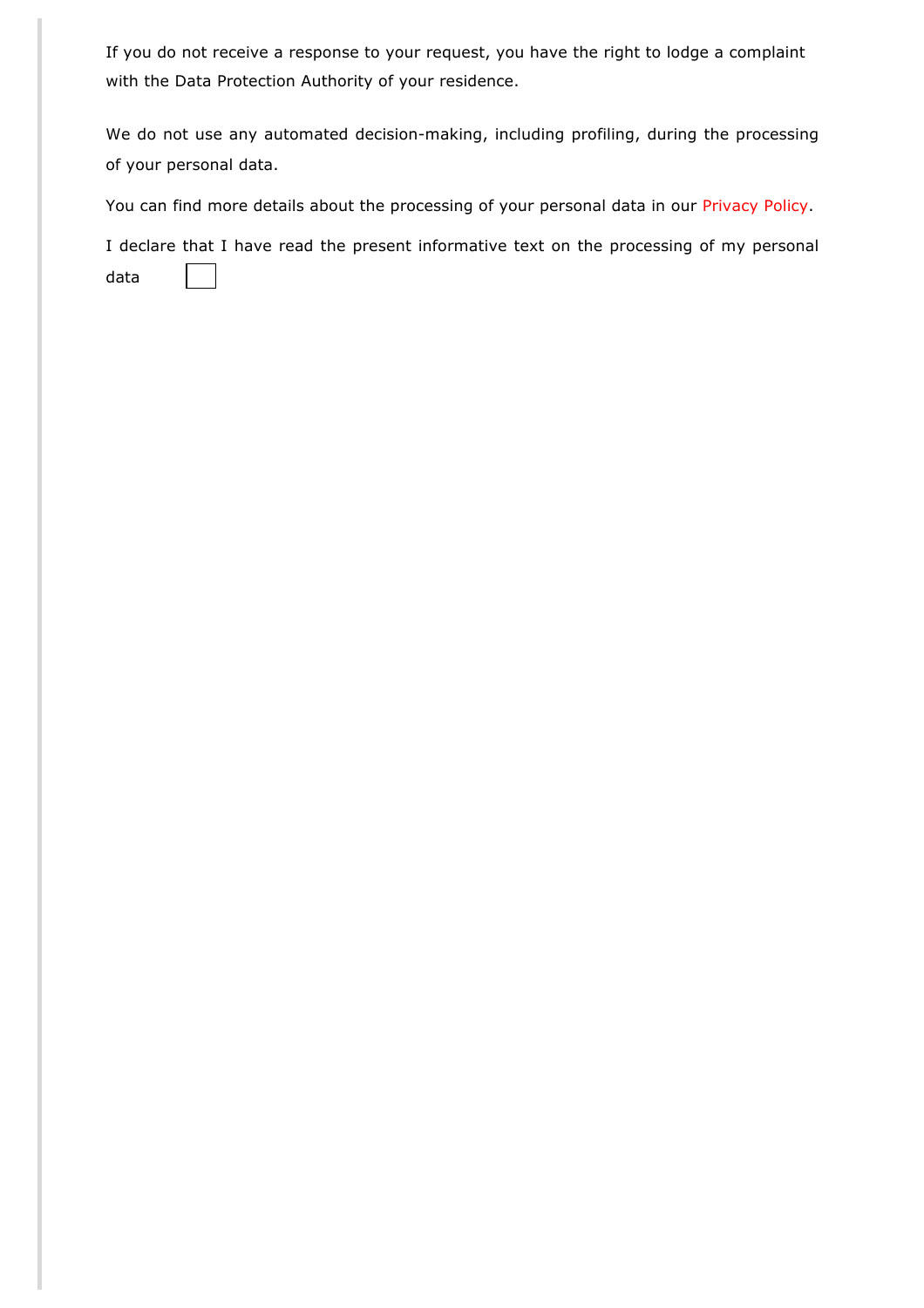If you do not receive a response to your request, you have the right to lodge a complaint with the Data Protection Authority of your residence.

We do not use any automated decision-making, including profiling, during the processing of your personal data.

You can find more details about the processing of your personal data in our Privacy Policy.

I declare that I have read the present informative text on the processing of my personal data ☐